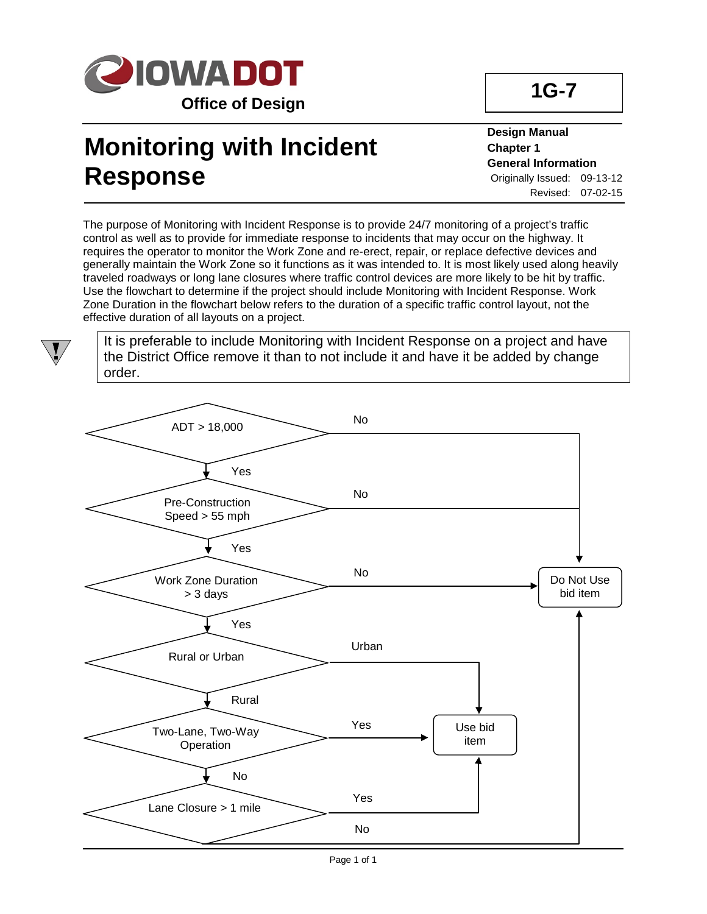**IOWA DOT**
**Office of Design**

**1G-7**

# Monitoring with Incident Response

**Design Manual**
**Chapter 1**
**General Information**
Originally Issued: 09-13-12
Revised: 07-02-15

The purpose of Monitoring with Incident Response is to provide 24/7 monitoring of a project's traffic control as well as to provide for immediate response to incidents that may occur on the highway. It requires the operator to monitor the Work Zone and re-erect, repair, or replace defective devices and generally maintain the Work Zone so it functions as it was intended to. It is most likely used along heavily traveled roadways or long lane closures where traffic control devices are more likely to be hit by traffic. Use the flowchart to determine if the project should include Monitoring with Incident Response. Work Zone Duration in the flowchart below refers to the duration of a specific traffic control layout, not the effective duration of all layouts on a project.

> It is preferable to include Monitoring with Incident Response on a project and have the District Office remove it than to not include it and have it be added by change order.

- ADT > 18,000
  - No → Do Not Use bid item
  - Yes → Pre-Construction Speed > 55 mph
- Pre-Construction Speed > 55 mph
  - No → Do Not Use bid item
  - Yes → Work Zone Duration > 3 days
- Work Zone Duration > 3 days
  - No → Do Not Use bid item
  - Yes → Rural or Urban
- Rural or Urban
  - Urban → Use bid item
  - Rural → Two-Lane, Two-Way Operation
- Two-Lane, Two-Way Operation
  - Yes → Use bid item
  - No → Lane Closure > 1 mile
- Lane Closure > 1 mile
  - Yes → Use bid item
  - No → Do Not Use bid item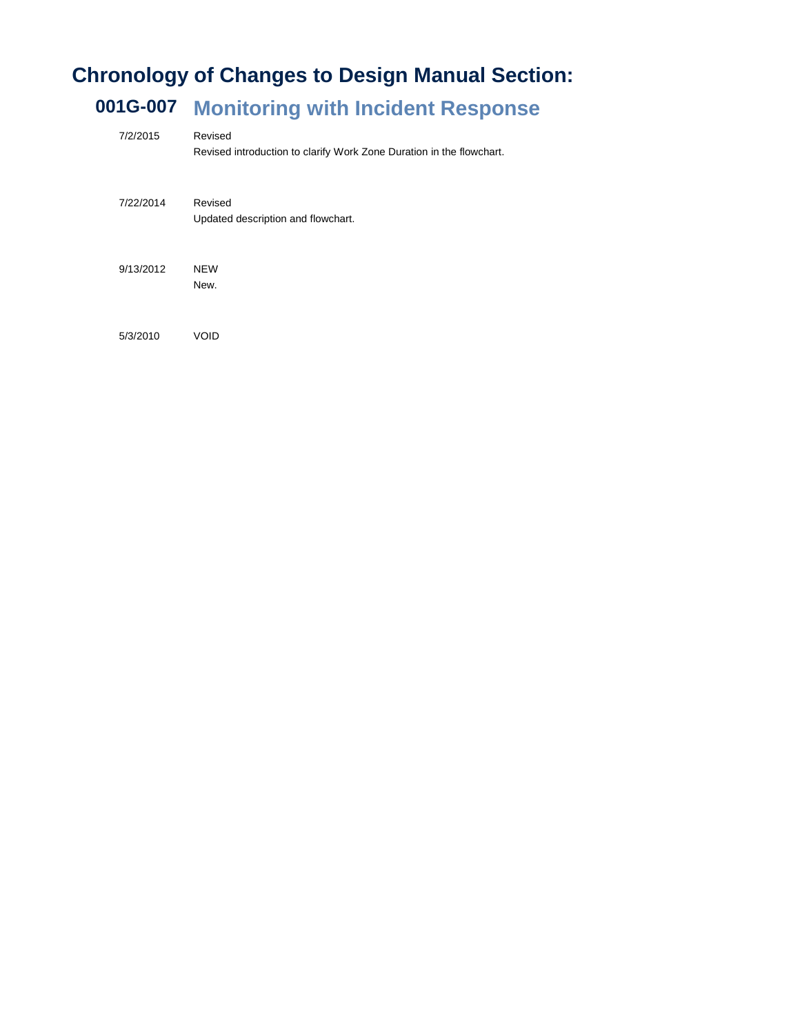# Chronology of Changes to Design Manual Section:

## 001G-007 Monitoring with Incident Response

7/2/2015 Revised
Revised introduction to clarify Work Zone Duration in the flowchart.

7/22/2014 Revised
Updated description and flowchart.

9/13/2012 NEW
New.

5/3/2010 VOID